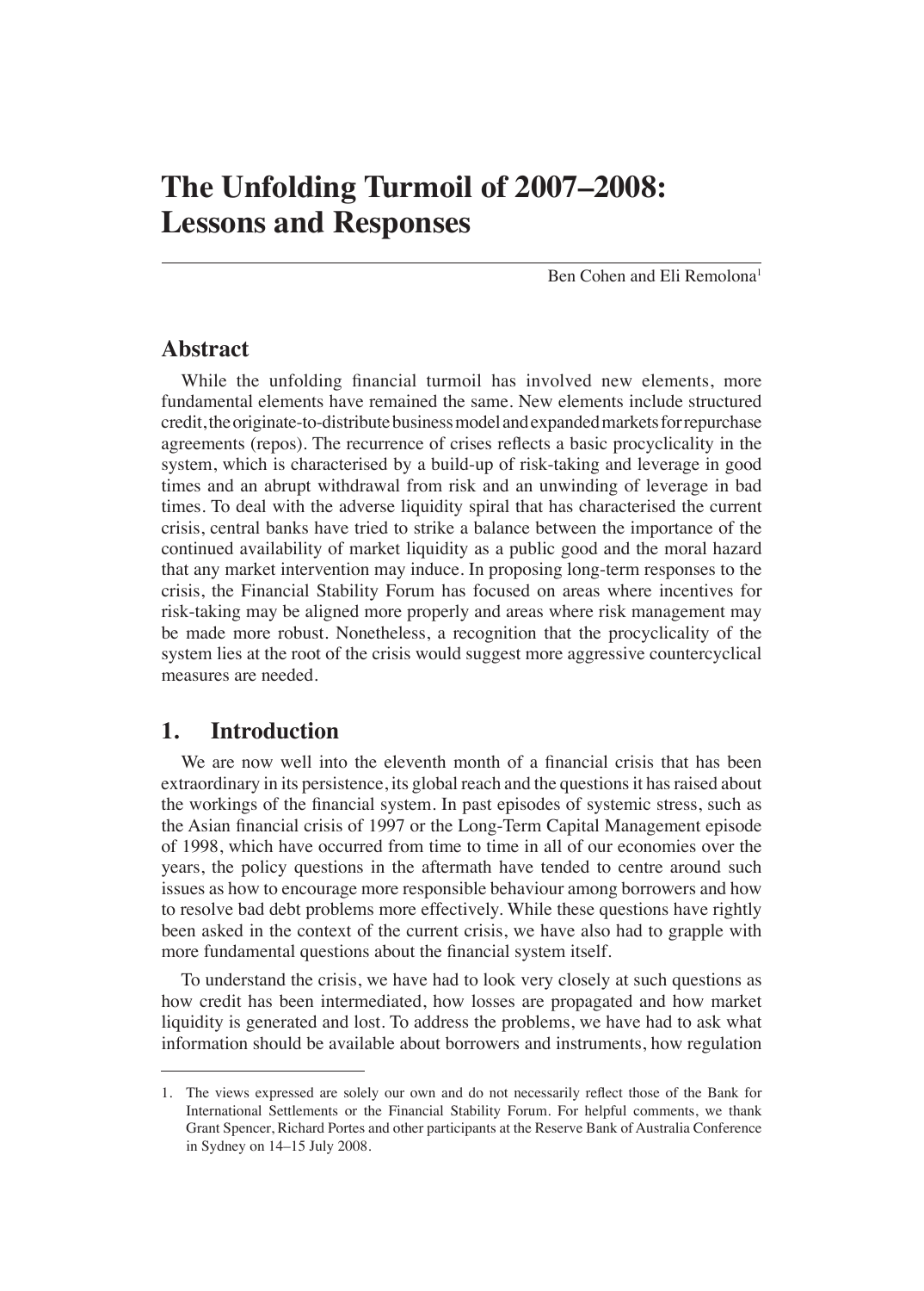# The Unfolding Turmoil of 2007–2008: Lessons and Responses

Ben Cohen and Eli Remolona[1]

## Abstract

While the unfolding financial turmoil has involved new elements, more fundamental elements have remained the same. New elements include structured credit, the originate-to-distribute business model and expanded markets for repurchase agreements (repos). The recurrence of crises reflects a basic procyclicality in the system, which is characterised by a build-up of risk-taking and leverage in good times and an abrupt withdrawal from risk and an unwinding of leverage in bad times. To deal with the adverse liquidity spiral that has characterised the current crisis, central banks have tried to strike a balance between the importance of the continued availability of market liquidity as a public good and the moral hazard that any market intervention may induce. In proposing long-term responses to the crisis, the Financial Stability Forum has focused on areas where incentives for risk-taking may be aligned more properly and areas where risk management may be made more robust. Nonetheless, a recognition that the procyclicality of the system lies at the root of the crisis would suggest more aggressive countercyclical measures are needed.

## 1. Introduction

We are now well into the eleventh month of a financial crisis that has been extraordinary in its persistence, its global reach and the questions it has raised about the workings of the financial system. In past episodes of systemic stress, such as the Asian financial crisis of 1997 or the Long-Term Capital Management episode of 1998, which have occurred from time to time in all of our economies over the years, the policy questions in the aftermath have tended to centre around such issues as how to encourage more responsible behaviour among borrowers and how to resolve bad debt problems more effectively. While these questions have rightly been asked in the context of the current crisis, we have also had to grapple with more fundamental questions about the financial system itself.

To understand the crisis, we have had to look very closely at such questions as how credit has been intermediated, how losses are propagated and how market liquidity is generated and lost. To address the problems, we have had to ask what information should be available about borrowers and instruments, how regulation

---

1. The views expressed are solely our own and do not necessarily reflect those of the Bank for International Settlements or the Financial Stability Forum. For helpful comments, we thank Grant Spencer, Richard Portes and other participants at the Reserve Bank of Australia Conference in Sydney on 14–15 July 2008.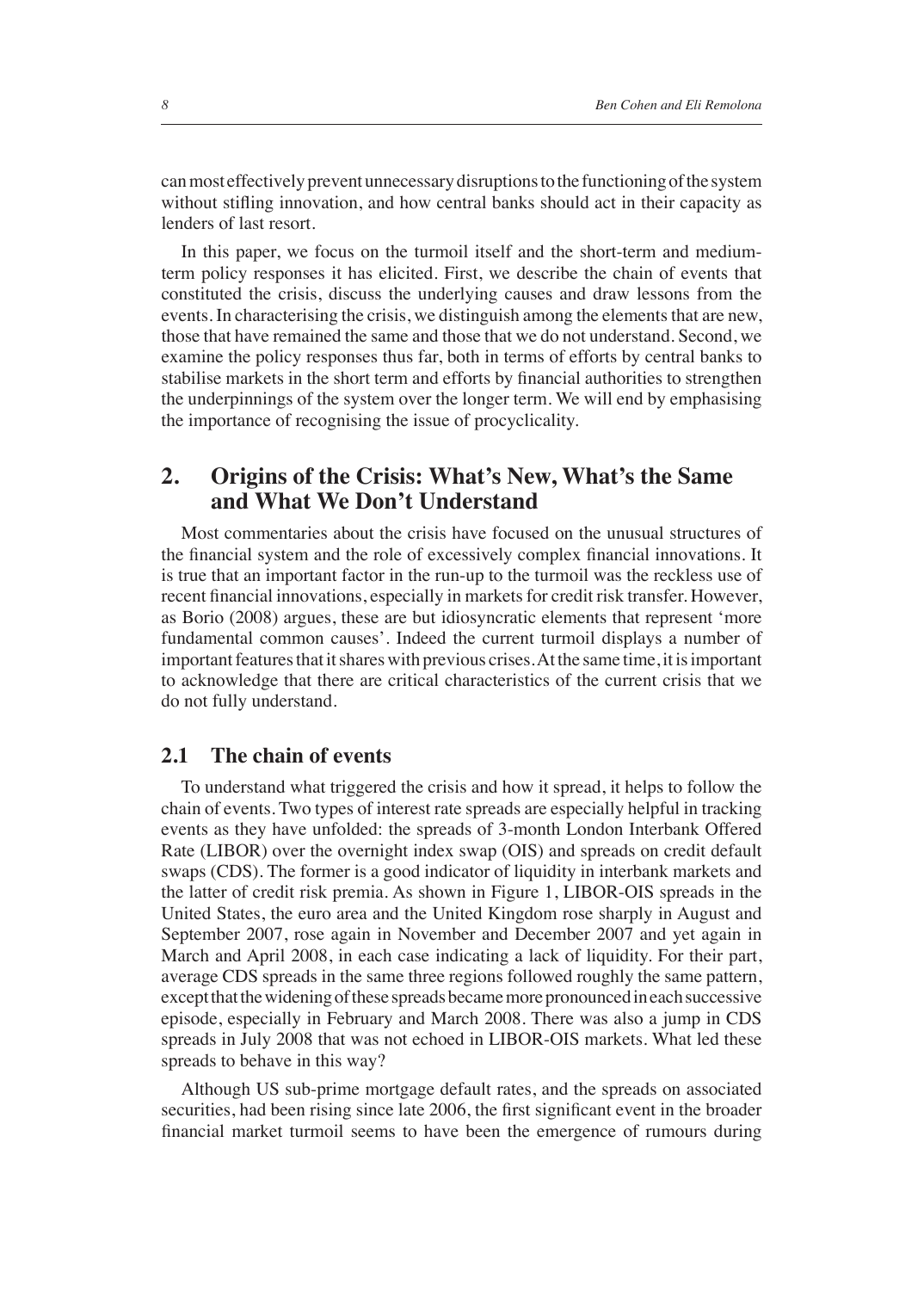can most effectively prevent unnecessary disruptions to the functioning of the system without stifling innovation, and how central banks should act in their capacity as lenders of last resort.

In this paper, we focus on the turmoil itself and the short-term and medium-term policy responses it has elicited. First, we describe the chain of events that constituted the crisis, discuss the underlying causes and draw lessons from the events. In characterising the crisis, we distinguish among the elements that are new, those that have remained the same and those that we do not understand. Second, we examine the policy responses thus far, both in terms of efforts by central banks to stabilise markets in the short term and efforts by financial authorities to strengthen the underpinnings of the system over the longer term. We will end by emphasising the importance of recognising the issue of procyclicality.

## 2. Origins of the Crisis: What's New, What's the Same and What We Don't Understand

Most commentaries about the crisis have focused on the unusual structures of the financial system and the role of excessively complex financial innovations. It is true that an important factor in the run-up to the turmoil was the reckless use of recent financial innovations, especially in markets for credit risk transfer. However, as Borio (2008) argues, these are but idiosyncratic elements that represent 'more fundamental common causes'. Indeed the current turmoil displays a number of important features that it shares with previous crises. At the same time, it is important to acknowledge that there are critical characteristics of the current crisis that we do not fully understand.

### 2.1 The chain of events

To understand what triggered the crisis and how it spread, it helps to follow the chain of events. Two types of interest rate spreads are especially helpful in tracking events as they have unfolded: the spreads of 3-month London Interbank Offered Rate (LIBOR) over the overnight index swap (OIS) and spreads on credit default swaps (CDS). The former is a good indicator of liquidity in interbank markets and the latter of credit risk premia. As shown in Figure 1, LIBOR-OIS spreads in the United States, the euro area and the United Kingdom rose sharply in August and September 2007, rose again in November and December 2007 and yet again in March and April 2008, in each case indicating a lack of liquidity. For their part, average CDS spreads in the same three regions followed roughly the same pattern, except that the widening of these spreads became more pronounced in each successive episode, especially in February and March 2008. There was also a jump in CDS spreads in July 2008 that was not echoed in LIBOR-OIS markets. What led these spreads to behave in this way?

Although US sub-prime mortgage default rates, and the spreads on associated securities, had been rising since late 2006, the first significant event in the broader financial market turmoil seems to have been the emergence of rumours during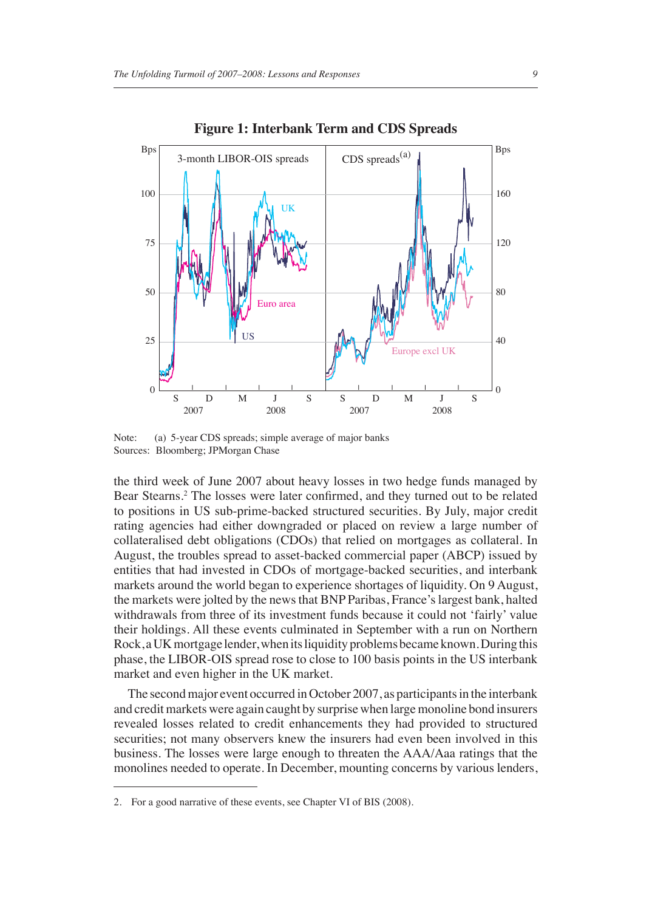**Figure 1: Interbank Term and CDS Spreads**

Note: (a) 5-year CDS spreads; simple average of major banks

Sources: Bloomberg; JPMorgan Chase

the third week of June 2007 about heavy losses in two hedge funds managed by Bear Stearns.[2] The losses were later confirmed, and they turned out to be related to positions in US sub-prime-backed structured securities. By July, major credit rating agencies had either downgraded or placed on review a large number of collateralised debt obligations (CDOs) that relied on mortgages as collateral. In August, the troubles spread to asset-backed commercial paper (ABCP) issued by entities that had invested in CDOs of mortgage-backed securities, and interbank markets around the world began to experience shortages of liquidity. On 9 August, the markets were jolted by the news that BNP Paribas, France's largest bank, halted withdrawals from three of its investment funds because it could not 'fairly' value their holdings. All these events culminated in September with a run on Northern Rock, a UK mortgage lender, when its liquidity problems became known. During this phase, the LIBOR-OIS spread rose to close to 100 basis points in the US interbank market and even higher in the UK market.

The second major event occurred in October 2007, as participants in the interbank and credit markets were again caught by surprise when large monoline bond insurers revealed losses related to credit enhancements they had provided to structured securities; not many observers knew the insurers had even been involved in this business. The losses were large enough to threaten the AAA/Aaa ratings that the monolines needed to operate. In December, mounting concerns by various lenders,

2. For a good narrative of these events, see Chapter VI of BIS (2008).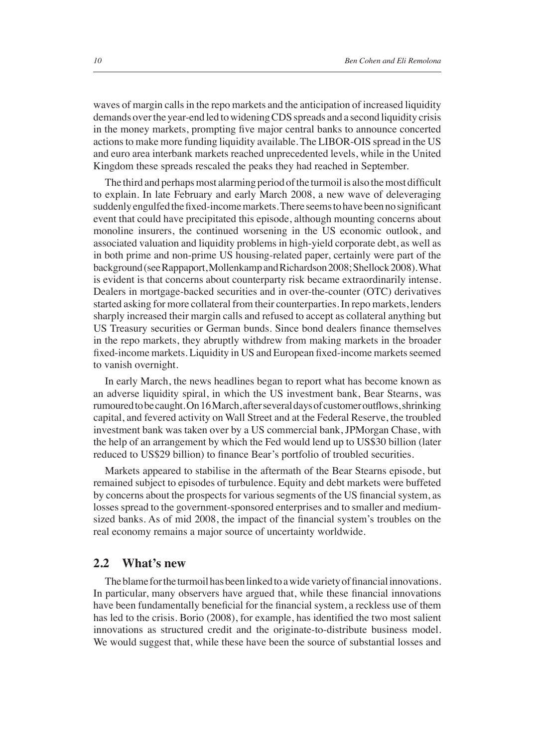waves of margin calls in the repo markets and the anticipation of increased liquidity demands over the year-end led to widening CDS spreads and a second liquidity crisis in the money markets, prompting five major central banks to announce concerted actions to make more funding liquidity available. The LIBOR-OIS spread in the US and euro area interbank markets reached unprecedented levels, while in the United Kingdom these spreads rescaled the peaks they had reached in September.

The third and perhaps most alarming period of the turmoil is also the most difficult to explain. In late February and early March 2008, a new wave of deleveraging suddenly engulfed the fixed-income markets. There seems to have been no significant event that could have precipitated this episode, although mounting concerns about monoline insurers, the continued worsening in the US economic outlook, and associated valuation and liquidity problems in high-yield corporate debt, as well as in both prime and non-prime US housing-related paper, certainly were part of the background (see Rappaport, Mollenkamp and Richardson 2008; Shellock 2008). What is evident is that concerns about counterparty risk became extraordinarily intense. Dealers in mortgage-backed securities and in over-the-counter (OTC) derivatives started asking for more collateral from their counterparties. In repo markets, lenders sharply increased their margin calls and refused to accept as collateral anything but US Treasury securities or German bunds. Since bond dealers finance themselves in the repo markets, they abruptly withdrew from making markets in the broader fixed-income markets. Liquidity in US and European fixed-income markets seemed to vanish overnight.

In early March, the news headlines began to report what has become known as an adverse liquidity spiral, in which the US investment bank, Bear Stearns, was rumoured to be caught. On 16 March, after several days of customer outflows, shrinking capital, and fevered activity on Wall Street and at the Federal Reserve, the troubled investment bank was taken over by a US commercial bank, JPMorgan Chase, with the help of an arrangement by which the Fed would lend up to US$30 billion (later reduced to US$29 billion) to finance Bear's portfolio of troubled securities.

Markets appeared to stabilise in the aftermath of the Bear Stearns episode, but remained subject to episodes of turbulence. Equity and debt markets were buffeted by concerns about the prospects for various segments of the US financial system, as losses spread to the government-sponsored enterprises and to smaller and medium-sized banks. As of mid 2008, the impact of the financial system's troubles on the real economy remains a major source of uncertainty worldwide.

## 2.2 What's new

The blame for the turmoil has been linked to a wide variety of financial innovations. In particular, many observers have argued that, while these financial innovations have been fundamentally beneficial for the financial system, a reckless use of them has led to the crisis. Borio (2008), for example, has identified the two most salient innovations as structured credit and the originate-to-distribute business model. We would suggest that, while these have been the source of substantial losses and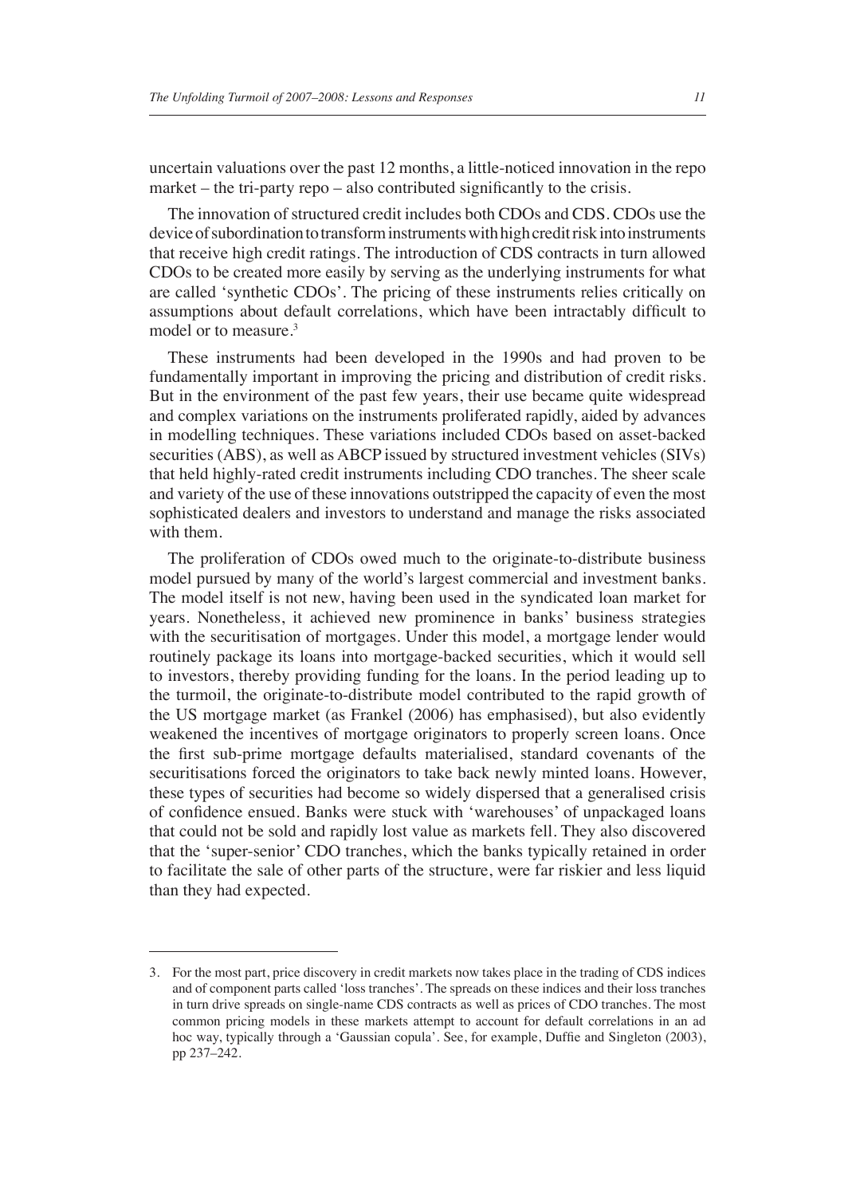uncertain valuations over the past 12 months, a little-noticed innovation in the repo market – the tri-party repo – also contributed significantly to the crisis.

The innovation of structured credit includes both CDOs and CDS. CDOs use the device of subordination to transform instruments with high credit risk into instruments that receive high credit ratings. The introduction of CDS contracts in turn allowed CDOs to be created more easily by serving as the underlying instruments for what are called 'synthetic CDOs'. The pricing of these instruments relies critically on assumptions about default correlations, which have been intractably difficult to model or to measure.[3]

These instruments had been developed in the 1990s and had proven to be fundamentally important in improving the pricing and distribution of credit risks. But in the environment of the past few years, their use became quite widespread and complex variations on the instruments proliferated rapidly, aided by advances in modelling techniques. These variations included CDOs based on asset-backed securities (ABS), as well as ABCP issued by structured investment vehicles (SIVs) that held highly-rated credit instruments including CDO tranches. The sheer scale and variety of the use of these innovations outstripped the capacity of even the most sophisticated dealers and investors to understand and manage the risks associated with them.

The proliferation of CDOs owed much to the originate-to-distribute business model pursued by many of the world's largest commercial and investment banks. The model itself is not new, having been used in the syndicated loan market for years. Nonetheless, it achieved new prominence in banks' business strategies with the securitisation of mortgages. Under this model, a mortgage lender would routinely package its loans into mortgage-backed securities, which it would sell to investors, thereby providing funding for the loans. In the period leading up to the turmoil, the originate-to-distribute model contributed to the rapid growth of the US mortgage market (as Frankel (2006) has emphasised), but also evidently weakened the incentives of mortgage originators to properly screen loans. Once the first sub-prime mortgage defaults materialised, standard covenants of the securitisations forced the originators to take back newly minted loans. However, these types of securities had become so widely dispersed that a generalised crisis of confidence ensued. Banks were stuck with 'warehouses' of unpackaged loans that could not be sold and rapidly lost value as markets fell. They also discovered that the 'super-senior' CDO tranches, which the banks typically retained in order to facilitate the sale of other parts of the structure, were far riskier and less liquid than they had expected.

---

3. For the most part, price discovery in credit markets now takes place in the trading of CDS indices and of component parts called 'loss tranches'. The spreads on these indices and their loss tranches in turn drive spreads on single-name CDS contracts as well as prices of CDO tranches. The most common pricing models in these markets attempt to account for default correlations in an ad hoc way, typically through a 'Gaussian copula'. See, for example, Duffie and Singleton (2003), pp 237–242.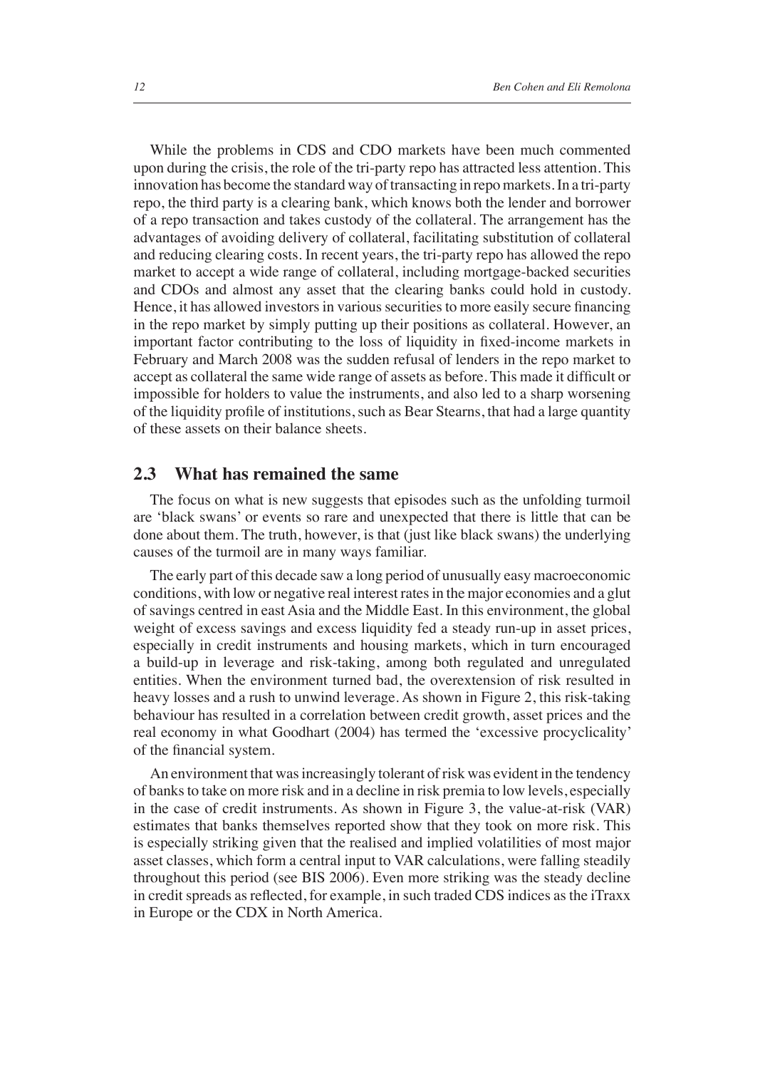While the problems in CDS and CDO markets have been much commented upon during the crisis, the role of the tri-party repo has attracted less attention. This innovation has become the standard way of transacting in repo markets. In a tri-party repo, the third party is a clearing bank, which knows both the lender and borrower of a repo transaction and takes custody of the collateral. The arrangement has the advantages of avoiding delivery of collateral, facilitating substitution of collateral and reducing clearing costs. In recent years, the tri-party repo has allowed the repo market to accept a wide range of collateral, including mortgage-backed securities and CDOs and almost any asset that the clearing banks could hold in custody. Hence, it has allowed investors in various securities to more easily secure financing in the repo market by simply putting up their positions as collateral. However, an important factor contributing to the loss of liquidity in fixed-income markets in February and March 2008 was the sudden refusal of lenders in the repo market to accept as collateral the same wide range of assets as before. This made it difficult or impossible for holders to value the instruments, and also led to a sharp worsening of the liquidity profile of institutions, such as Bear Stearns, that had a large quantity of these assets on their balance sheets.

## 2.3 What has remained the same

The focus on what is new suggests that episodes such as the unfolding turmoil are 'black swans' or events so rare and unexpected that there is little that can be done about them. The truth, however, is that (just like black swans) the underlying causes of the turmoil are in many ways familiar.

The early part of this decade saw a long period of unusually easy macroeconomic conditions, with low or negative real interest rates in the major economies and a glut of savings centred in east Asia and the Middle East. In this environment, the global weight of excess savings and excess liquidity fed a steady run-up in asset prices, especially in credit instruments and housing markets, which in turn encouraged a build-up in leverage and risk-taking, among both regulated and unregulated entities. When the environment turned bad, the overextension of risk resulted in heavy losses and a rush to unwind leverage. As shown in Figure 2, this risk-taking behaviour has resulted in a correlation between credit growth, asset prices and the real economy in what Goodhart (2004) has termed the 'excessive procyclicality' of the financial system.

An environment that was increasingly tolerant of risk was evident in the tendency of banks to take on more risk and in a decline in risk premia to low levels, especially in the case of credit instruments. As shown in Figure 3, the value-at-risk (VAR) estimates that banks themselves reported show that they took on more risk. This is especially striking given that the realised and implied volatilities of most major asset classes, which form a central input to VAR calculations, were falling steadily throughout this period (see BIS 2006). Even more striking was the steady decline in credit spreads as reflected, for example, in such traded CDS indices as the iTraxx in Europe or the CDX in North America.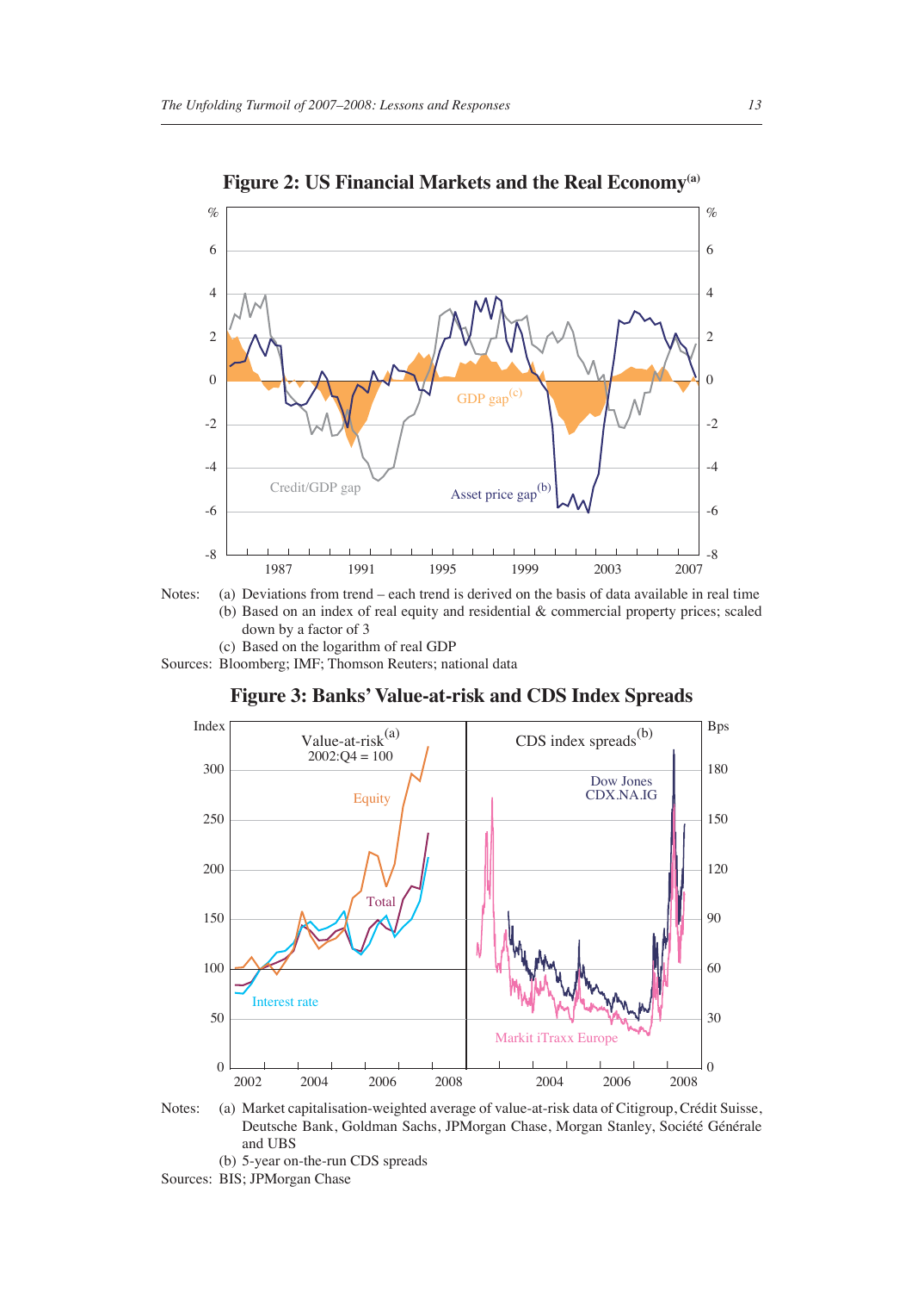**Figure 2: US Financial Markets and the Real Economy[(a)]**

Notes: (a) Deviations from trend – each trend is derived on the basis of data available in real time

(b) Based on an index of real equity and residential & commercial property prices; scaled down by a factor of 3

(c) Based on the logarithm of real GDP

Sources: Bloomberg; IMF; Thomson Reuters; national data

**Figure 3: Banks' Value-at-risk and CDS Index Spreads**

Notes: (a) Market capitalisation-weighted average of value-at-risk data of Citigroup, Crédit Suisse, Deutsche Bank, Goldman Sachs, JPMorgan Chase, Morgan Stanley, Société Générale and UBS

(b) 5-year on-the-run CDS spreads

Sources: BIS; JPMorgan Chase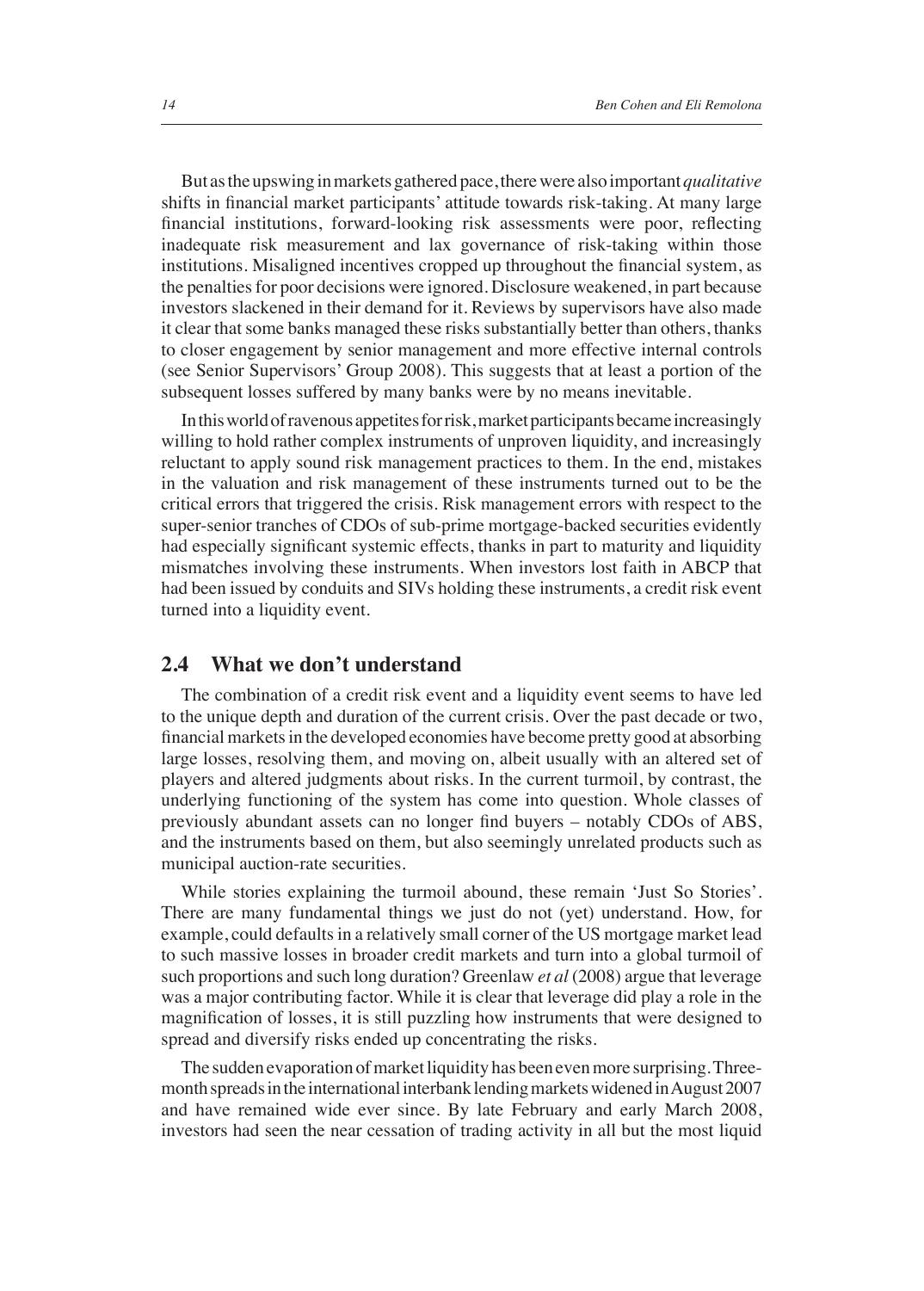But as the upswing in markets gathered pace, there were also important *qualitative* shifts in financial market participants' attitude towards risk-taking. At many large financial institutions, forward-looking risk assessments were poor, reflecting inadequate risk measurement and lax governance of risk-taking within those institutions. Misaligned incentives cropped up throughout the financial system, as the penalties for poor decisions were ignored. Disclosure weakened, in part because investors slackened in their demand for it. Reviews by supervisors have also made it clear that some banks managed these risks substantially better than others, thanks to closer engagement by senior management and more effective internal controls (see Senior Supervisors' Group 2008). This suggests that at least a portion of the subsequent losses suffered by many banks were by no means inevitable.

In this world of ravenous appetites for risk, market participants became increasingly willing to hold rather complex instruments of unproven liquidity, and increasingly reluctant to apply sound risk management practices to them. In the end, mistakes in the valuation and risk management of these instruments turned out to be the critical errors that triggered the crisis. Risk management errors with respect to the super-senior tranches of CDOs of sub-prime mortgage-backed securities evidently had especially significant systemic effects, thanks in part to maturity and liquidity mismatches involving these instruments. When investors lost faith in ABCP that had been issued by conduits and SIVs holding these instruments, a credit risk event turned into a liquidity event.

## 2.4 What we don't understand

The combination of a credit risk event and a liquidity event seems to have led to the unique depth and duration of the current crisis. Over the past decade or two, financial markets in the developed economies have become pretty good at absorbing large losses, resolving them, and moving on, albeit usually with an altered set of players and altered judgments about risks. In the current turmoil, by contrast, the underlying functioning of the system has come into question. Whole classes of previously abundant assets can no longer find buyers – notably CDOs of ABS, and the instruments based on them, but also seemingly unrelated products such as municipal auction-rate securities.

While stories explaining the turmoil abound, these remain 'Just So Stories'. There are many fundamental things we just do not (yet) understand. How, for example, could defaults in a relatively small corner of the US mortgage market lead to such massive losses in broader credit markets and turn into a global turmoil of such proportions and such long duration? Greenlaw *et al* (2008) argue that leverage was a major contributing factor. While it is clear that leverage did play a role in the magnification of losses, it is still puzzling how instruments that were designed to spread and diversify risks ended up concentrating the risks.

The sudden evaporation of market liquidity has been even more surprising. Three-month spreads in the international interbank lending markets widened in August 2007 and have remained wide ever since. By late February and early March 2008, investors had seen the near cessation of trading activity in all but the most liquid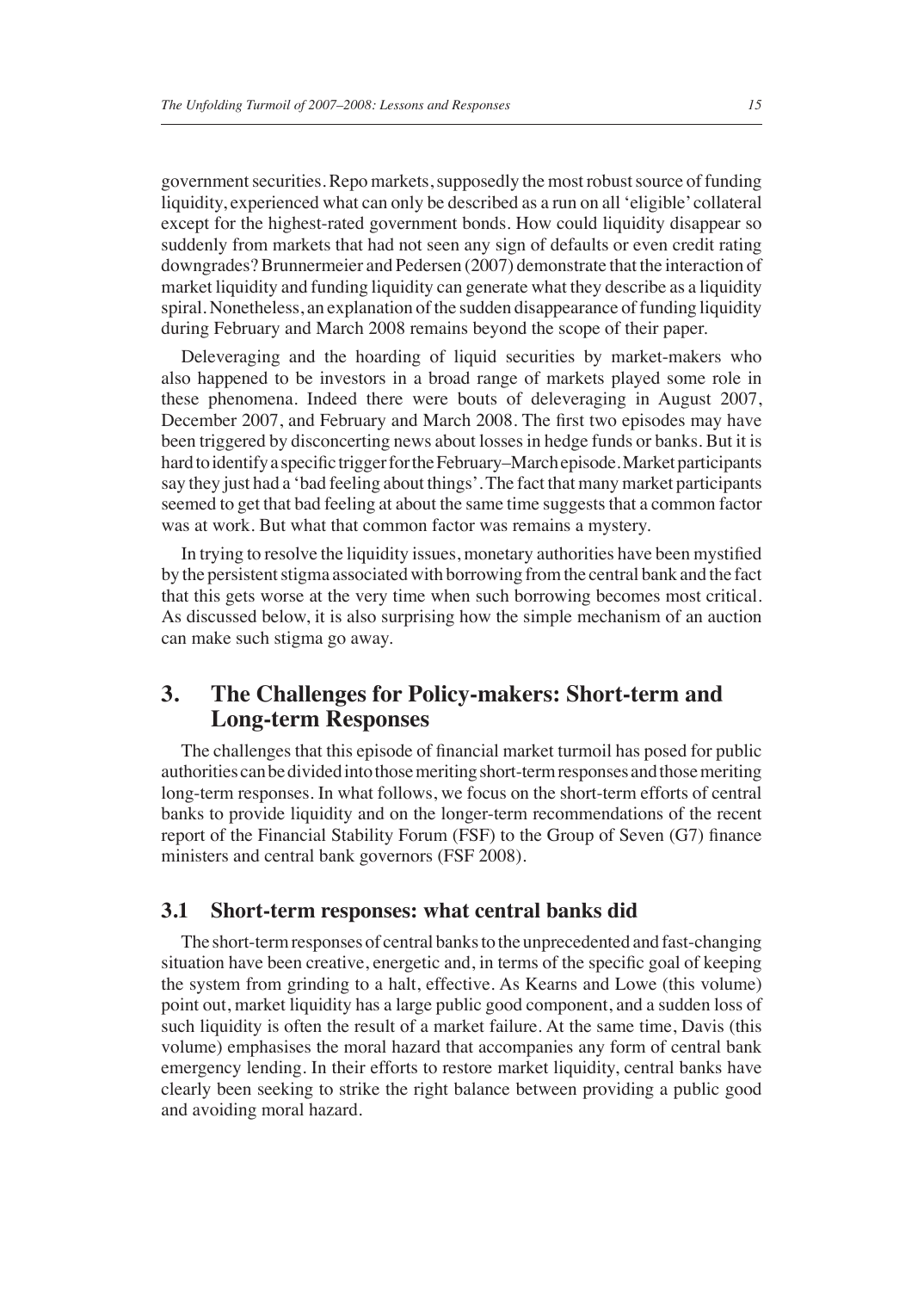government securities. Repo markets, supposedly the most robust source of funding liquidity, experienced what can only be described as a run on all 'eligible' collateral except for the highest-rated government bonds. How could liquidity disappear so suddenly from markets that had not seen any sign of defaults or even credit rating downgrades? Brunnermeier and Pedersen (2007) demonstrate that the interaction of market liquidity and funding liquidity can generate what they describe as a liquidity spiral. Nonetheless, an explanation of the sudden disappearance of funding liquidity during February and March 2008 remains beyond the scope of their paper.

Deleveraging and the hoarding of liquid securities by market-makers who also happened to be investors in a broad range of markets played some role in these phenomena. Indeed there were bouts of deleveraging in August 2007, December 2007, and February and March 2008. The first two episodes may have been triggered by disconcerting news about losses in hedge funds or banks. But it is hard to identify a specific trigger for the February–March episode. Market participants say they just had a 'bad feeling about things'. The fact that many market participants seemed to get that bad feeling at about the same time suggests that a common factor was at work. But what that common factor was remains a mystery.

In trying to resolve the liquidity issues, monetary authorities have been mystified by the persistent stigma associated with borrowing from the central bank and the fact that this gets worse at the very time when such borrowing becomes most critical. As discussed below, it is also surprising how the simple mechanism of an auction can make such stigma go away.

## 3. The Challenges for Policy-makers: Short-term and Long-term Responses

The challenges that this episode of financial market turmoil has posed for public authorities can be divided into those meriting short-term responses and those meriting long-term responses. In what follows, we focus on the short-term efforts of central banks to provide liquidity and on the longer-term recommendations of the recent report of the Financial Stability Forum (FSF) to the Group of Seven (G7) finance ministers and central bank governors (FSF 2008).

### 3.1 Short-term responses: what central banks did

The short-term responses of central banks to the unprecedented and fast-changing situation have been creative, energetic and, in terms of the specific goal of keeping the system from grinding to a halt, effective. As Kearns and Lowe (this volume) point out, market liquidity has a large public good component, and a sudden loss of such liquidity is often the result of a market failure. At the same time, Davis (this volume) emphasises the moral hazard that accompanies any form of central bank emergency lending. In their efforts to restore market liquidity, central banks have clearly been seeking to strike the right balance between providing a public good and avoiding moral hazard.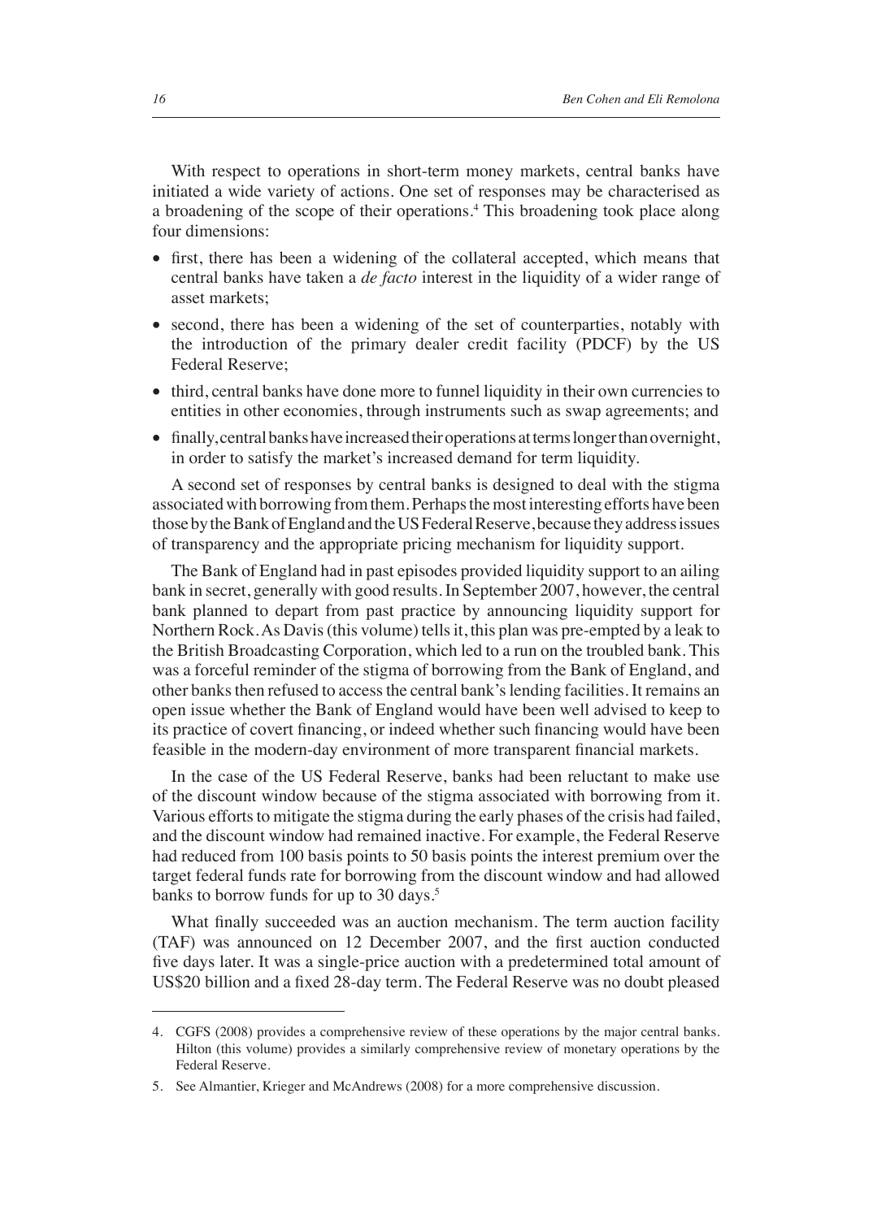With respect to operations in short-term money markets, central banks have initiated a wide variety of actions. One set of responses may be characterised as a broadening of the scope of their operations.[4] This broadening took place along four dimensions:

- first, there has been a widening of the collateral accepted, which means that central banks have taken a *de facto* interest in the liquidity of a wider range of asset markets;
- second, there has been a widening of the set of counterparties, notably with the introduction of the primary dealer credit facility (PDCF) by the US Federal Reserve;
- third, central banks have done more to funnel liquidity in their own currencies to entities in other economies, through instruments such as swap agreements; and
- finally, central banks have increased their operations at terms longer than overnight, in order to satisfy the market's increased demand for term liquidity.

A second set of responses by central banks is designed to deal with the stigma associated with borrowing from them. Perhaps the most interesting efforts have been those by the Bank of England and the US Federal Reserve, because they address issues of transparency and the appropriate pricing mechanism for liquidity support.

The Bank of England had in past episodes provided liquidity support to an ailing bank in secret, generally with good results. In September 2007, however, the central bank planned to depart from past practice by announcing liquidity support for Northern Rock. As Davis (this volume) tells it, this plan was pre-empted by a leak to the British Broadcasting Corporation, which led to a run on the troubled bank. This was a forceful reminder of the stigma of borrowing from the Bank of England, and other banks then refused to access the central bank's lending facilities. It remains an open issue whether the Bank of England would have been well advised to keep to its practice of covert financing, or indeed whether such financing would have been feasible in the modern-day environment of more transparent financial markets.

In the case of the US Federal Reserve, banks had been reluctant to make use of the discount window because of the stigma associated with borrowing from it. Various efforts to mitigate the stigma during the early phases of the crisis had failed, and the discount window had remained inactive. For example, the Federal Reserve had reduced from 100 basis points to 50 basis points the interest premium over the target federal funds rate for borrowing from the discount window and had allowed banks to borrow funds for up to 30 days.[5]

What finally succeeded was an auction mechanism. The term auction facility (TAF) was announced on 12 December 2007, and the first auction conducted five days later. It was a single-price auction with a predetermined total amount of US$20 billion and a fixed 28-day term. The Federal Reserve was no doubt pleased

---

4. CGFS (2008) provides a comprehensive review of these operations by the major central banks. Hilton (this volume) provides a similarly comprehensive review of monetary operations by the Federal Reserve.

5. See Almantier, Krieger and McAndrews (2008) for a more comprehensive discussion.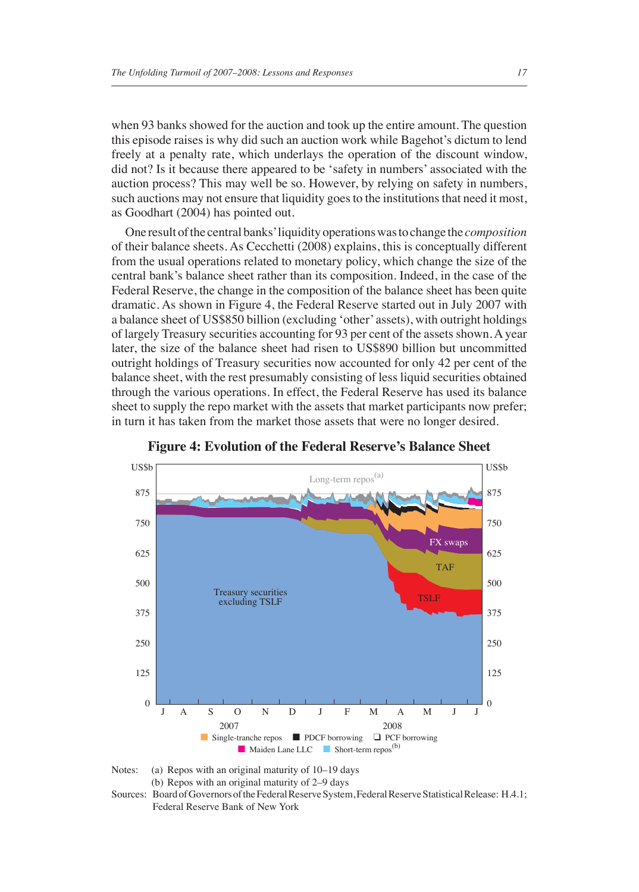when 93 banks showed for the auction and took up the entire amount. The question this episode raises is why did such an auction work while Bagehot's dictum to lend freely at a penalty rate, which underlays the operation of the discount window, did not? Is it because there appeared to be 'safety in numbers' associated with the auction process? This may well be so. However, by relying on safety in numbers, such auctions may not ensure that liquidity goes to the institutions that need it most, as Goodhart (2004) has pointed out.

One result of the central banks' liquidity operations was to change the *composition* of their balance sheets. As Cecchetti (2008) explains, this is conceptually different from the usual operations related to monetary policy, which change the size of the central bank's balance sheet rather than its composition. Indeed, in the case of the Federal Reserve, the change in the composition of the balance sheet has been quite dramatic. As shown in Figure 4, the Federal Reserve started out in July 2007 with a balance sheet of US$850 billion (excluding 'other' assets), with outright holdings of largely Treasury securities accounting for 93 per cent of the assets shown. A year later, the size of the balance sheet had risen to US$890 billion but uncommitted outright holdings of Treasury securities now accounted for only 42 per cent of the balance sheet, with the rest presumably consisting of less liquid securities obtained through the various operations. In effect, the Federal Reserve has used its balance sheet to supply the repo market with the assets that market participants now prefer; in turn it has taken from the market those assets that were no longer desired.

**Figure 4: Evolution of the Federal Reserve's Balance Sheet**

Notes: (a) Repos with an original maturity of 10–19 days

(b) Repos with an original maturity of 2–9 days

Sources: Board of Governors of the Federal Reserve System, Federal Reserve Statistical Release: H.4.1; Federal Reserve Bank of New York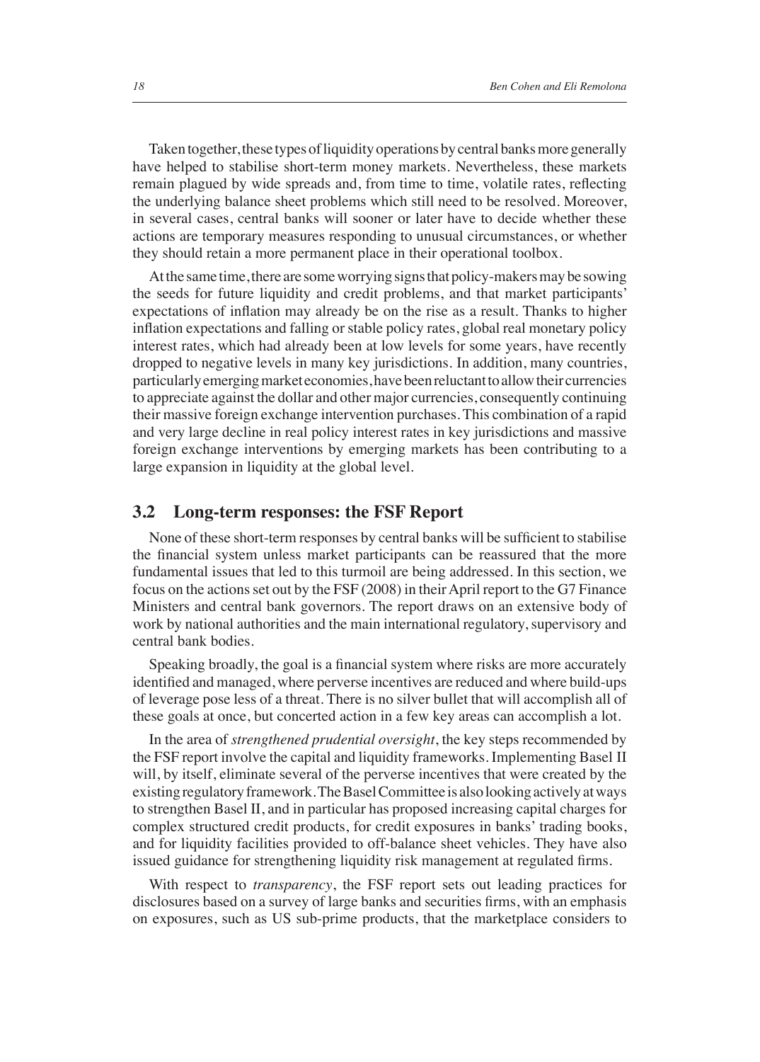Taken together, these types of liquidity operations by central banks more generally have helped to stabilise short-term money markets. Nevertheless, these markets remain plagued by wide spreads and, from time to time, volatile rates, reflecting the underlying balance sheet problems which still need to be resolved. Moreover, in several cases, central banks will sooner or later have to decide whether these actions are temporary measures responding to unusual circumstances, or whether they should retain a more permanent place in their operational toolbox.

At the same time, there are some worrying signs that policy-makers may be sowing the seeds for future liquidity and credit problems, and that market participants' expectations of inflation may already be on the rise as a result. Thanks to higher inflation expectations and falling or stable policy rates, global real monetary policy interest rates, which had already been at low levels for some years, have recently dropped to negative levels in many key jurisdictions. In addition, many countries, particularly emerging market economies, have been reluctant to allow their currencies to appreciate against the dollar and other major currencies, consequently continuing their massive foreign exchange intervention purchases. This combination of a rapid and very large decline in real policy interest rates in key jurisdictions and massive foreign exchange interventions by emerging markets has been contributing to a large expansion in liquidity at the global level.

## 3.2 Long-term responses: the FSF Report

None of these short-term responses by central banks will be sufficient to stabilise the financial system unless market participants can be reassured that the more fundamental issues that led to this turmoil are being addressed. In this section, we focus on the actions set out by the FSF (2008) in their April report to the G7 Finance Ministers and central bank governors. The report draws on an extensive body of work by national authorities and the main international regulatory, supervisory and central bank bodies.

Speaking broadly, the goal is a financial system where risks are more accurately identified and managed, where perverse incentives are reduced and where build-ups of leverage pose less of a threat. There is no silver bullet that will accomplish all of these goals at once, but concerted action in a few key areas can accomplish a lot.

In the area of *strengthened prudential oversight*, the key steps recommended by the FSF report involve the capital and liquidity frameworks. Implementing Basel II will, by itself, eliminate several of the perverse incentives that were created by the existing regulatory framework. The Basel Committee is also looking actively at ways to strengthen Basel II, and in particular has proposed increasing capital charges for complex structured credit products, for credit exposures in banks' trading books, and for liquidity facilities provided to off-balance sheet vehicles. They have also issued guidance for strengthening liquidity risk management at regulated firms.

With respect to *transparency*, the FSF report sets out leading practices for disclosures based on a survey of large banks and securities firms, with an emphasis on exposures, such as US sub-prime products, that the marketplace considers to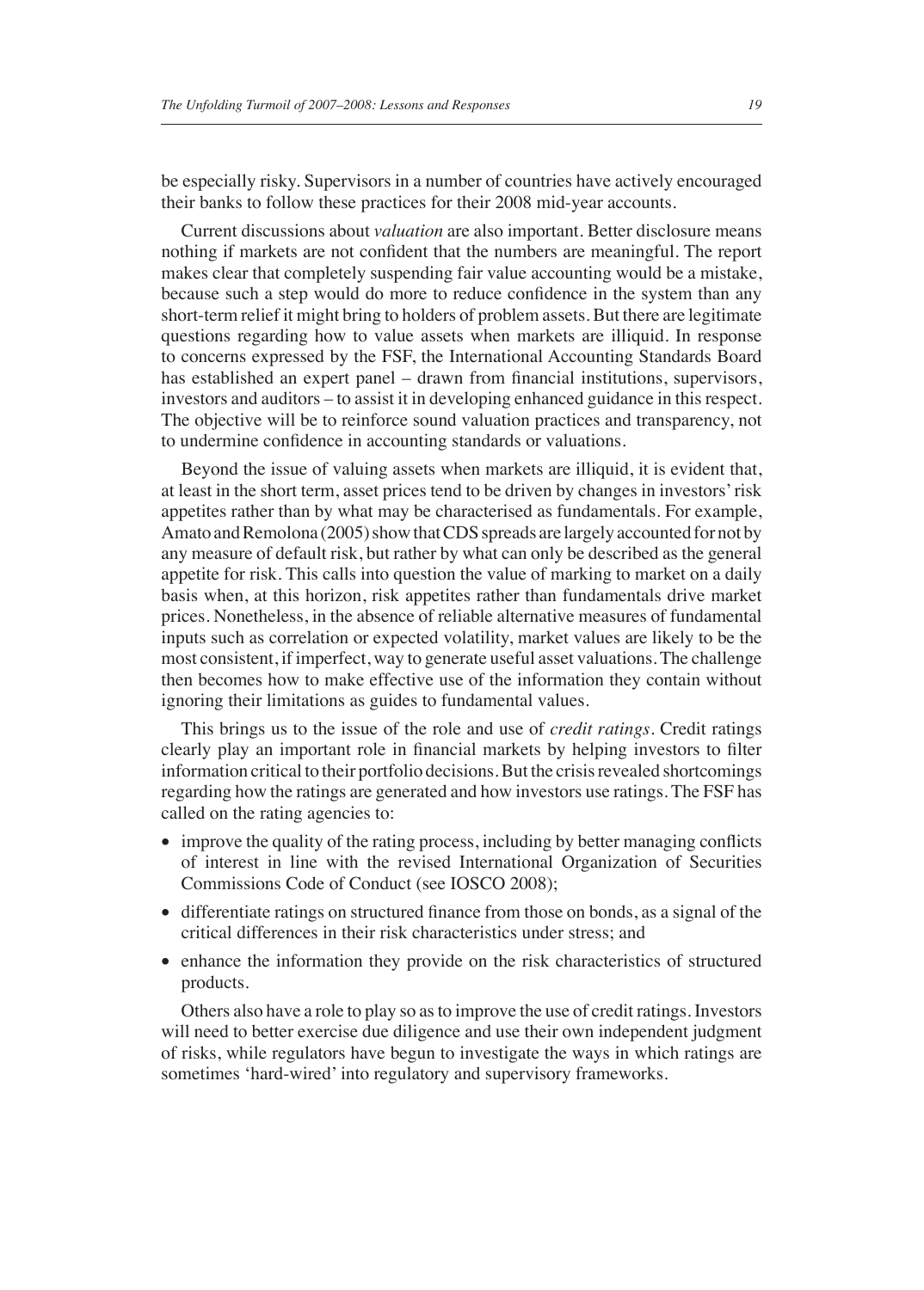be especially risky. Supervisors in a number of countries have actively encouraged their banks to follow these practices for their 2008 mid-year accounts.

Current discussions about *valuation* are also important. Better disclosure means nothing if markets are not confident that the numbers are meaningful. The report makes clear that completely suspending fair value accounting would be a mistake, because such a step would do more to reduce confidence in the system than any short-term relief it might bring to holders of problem assets. But there are legitimate questions regarding how to value assets when markets are illiquid. In response to concerns expressed by the FSF, the International Accounting Standards Board has established an expert panel – drawn from financial institutions, supervisors, investors and auditors – to assist it in developing enhanced guidance in this respect. The objective will be to reinforce sound valuation practices and transparency, not to undermine confidence in accounting standards or valuations.

Beyond the issue of valuing assets when markets are illiquid, it is evident that, at least in the short term, asset prices tend to be driven by changes in investors' risk appetites rather than by what may be characterised as fundamentals. For example, Amato and Remolona (2005) show that CDS spreads are largely accounted for not by any measure of default risk, but rather by what can only be described as the general appetite for risk. This calls into question the value of marking to market on a daily basis when, at this horizon, risk appetites rather than fundamentals drive market prices. Nonetheless, in the absence of reliable alternative measures of fundamental inputs such as correlation or expected volatility, market values are likely to be the most consistent, if imperfect, way to generate useful asset valuations. The challenge then becomes how to make effective use of the information they contain without ignoring their limitations as guides to fundamental values.

This brings us to the issue of the role and use of *credit ratings*. Credit ratings clearly play an important role in financial markets by helping investors to filter information critical to their portfolio decisions. But the crisis revealed shortcomings regarding how the ratings are generated and how investors use ratings. The FSF has called on the rating agencies to:

- improve the quality of the rating process, including by better managing conflicts of interest in line with the revised International Organization of Securities Commissions Code of Conduct (see IOSCO 2008);
- differentiate ratings on structured finance from those on bonds, as a signal of the critical differences in their risk characteristics under stress; and
- enhance the information they provide on the risk characteristics of structured products.

Others also have a role to play so as to improve the use of credit ratings. Investors will need to better exercise due diligence and use their own independent judgment of risks, while regulators have begun to investigate the ways in which ratings are sometimes 'hard-wired' into regulatory and supervisory frameworks.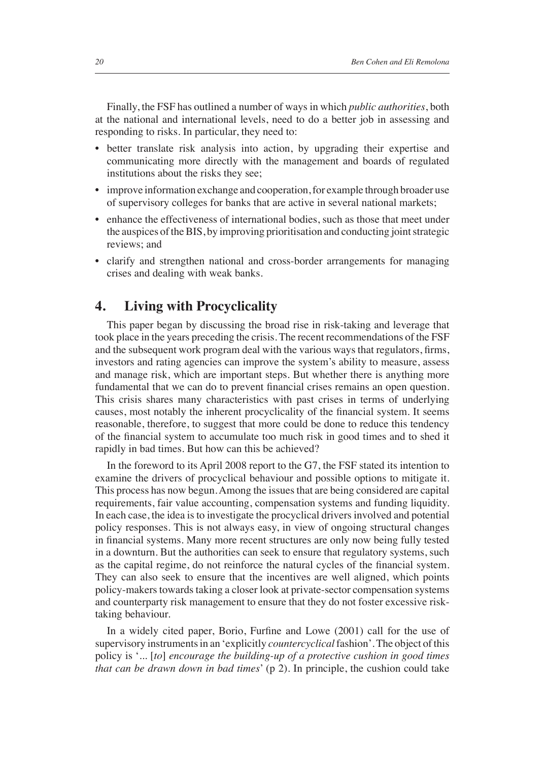Finally, the FSF has outlined a number of ways in which *public authorities*, both at the national and international levels, need to do a better job in assessing and responding to risks. In particular, they need to:

- better translate risk analysis into action, by upgrading their expertise and communicating more directly with the management and boards of regulated institutions about the risks they see;
- improve information exchange and cooperation, for example through broader use of supervisory colleges for banks that are active in several national markets;
- enhance the effectiveness of international bodies, such as those that meet under the auspices of the BIS, by improving prioritisation and conducting joint strategic reviews; and
- clarify and strengthen national and cross-border arrangements for managing crises and dealing with weak banks.

## 4. Living with Procyclicality

This paper began by discussing the broad rise in risk-taking and leverage that took place in the years preceding the crisis. The recent recommendations of the FSF and the subsequent work program deal with the various ways that regulators, firms, investors and rating agencies can improve the system's ability to measure, assess and manage risk, which are important steps. But whether there is anything more fundamental that we can do to prevent financial crises remains an open question. This crisis shares many characteristics with past crises in terms of underlying causes, most notably the inherent procyclicality of the financial system. It seems reasonable, therefore, to suggest that more could be done to reduce this tendency of the financial system to accumulate too much risk in good times and to shed it rapidly in bad times. But how can this be achieved?

In the foreword to its April 2008 report to the G7, the FSF stated its intention to examine the drivers of procyclical behaviour and possible options to mitigate it. This process has now begun. Among the issues that are being considered are capital requirements, fair value accounting, compensation systems and funding liquidity. In each case, the idea is to investigate the procyclical drivers involved and potential policy responses. This is not always easy, in view of ongoing structural changes in financial systems. Many more recent structures are only now being fully tested in a downturn. But the authorities can seek to ensure that regulatory systems, such as the capital regime, do not reinforce the natural cycles of the financial system. They can also seek to ensure that the incentives are well aligned, which points policy-makers towards taking a closer look at private-sector compensation systems and counterparty risk management to ensure that they do not foster excessive risk-taking behaviour.

In a widely cited paper, Borio, Furfine and Lowe (2001) call for the use of supervisory instruments in an 'explicitly *countercyclical* fashion'. The object of this policy is '... [*to*] *encourage the building-up of a protective cushion in good times that can be drawn down in bad times*' (p 2). In principle, the cushion could take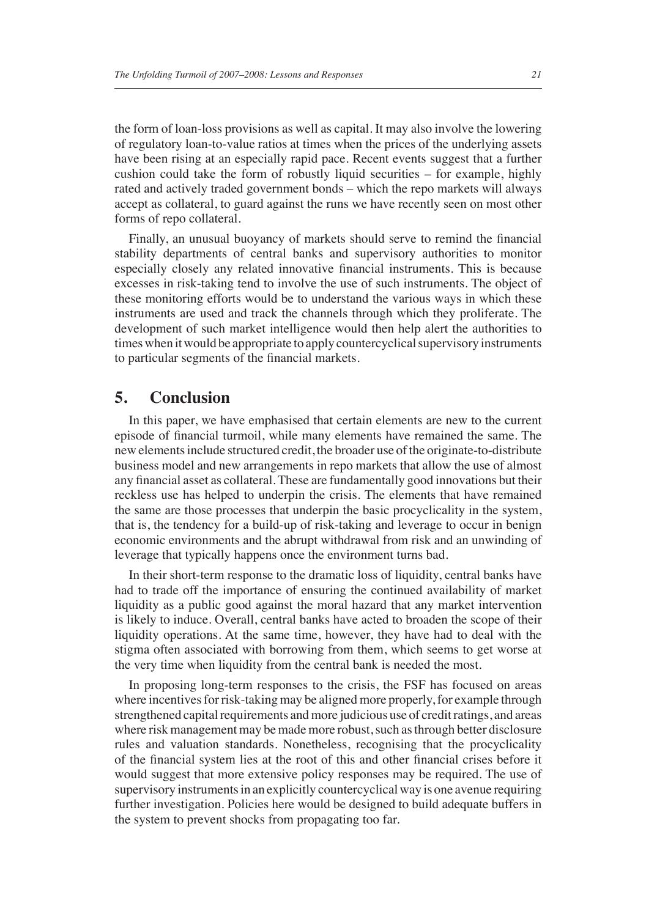the form of loan-loss provisions as well as capital. It may also involve the lowering of regulatory loan-to-value ratios at times when the prices of the underlying assets have been rising at an especially rapid pace. Recent events suggest that a further cushion could take the form of robustly liquid securities – for example, highly rated and actively traded government bonds – which the repo markets will always accept as collateral, to guard against the runs we have recently seen on most other forms of repo collateral.

Finally, an unusual buoyancy of markets should serve to remind the financial stability departments of central banks and supervisory authorities to monitor especially closely any related innovative financial instruments. This is because excesses in risk-taking tend to involve the use of such instruments. The object of these monitoring efforts would be to understand the various ways in which these instruments are used and track the channels through which they proliferate. The development of such market intelligence would then help alert the authorities to times when it would be appropriate to apply countercyclical supervisory instruments to particular segments of the financial markets.

## 5. Conclusion

In this paper, we have emphasised that certain elements are new to the current episode of financial turmoil, while many elements have remained the same. The new elements include structured credit, the broader use of the originate-to-distribute business model and new arrangements in repo markets that allow the use of almost any financial asset as collateral. These are fundamentally good innovations but their reckless use has helped to underpin the crisis. The elements that have remained the same are those processes that underpin the basic procyclicality in the system, that is, the tendency for a build-up of risk-taking and leverage to occur in benign economic environments and the abrupt withdrawal from risk and an unwinding of leverage that typically happens once the environment turns bad.

In their short-term response to the dramatic loss of liquidity, central banks have had to trade off the importance of ensuring the continued availability of market liquidity as a public good against the moral hazard that any market intervention is likely to induce. Overall, central banks have acted to broaden the scope of their liquidity operations. At the same time, however, they have had to deal with the stigma often associated with borrowing from them, which seems to get worse at the very time when liquidity from the central bank is needed the most.

In proposing long-term responses to the crisis, the FSF has focused on areas where incentives for risk-taking may be aligned more properly, for example through strengthened capital requirements and more judicious use of credit ratings, and areas where risk management may be made more robust, such as through better disclosure rules and valuation standards. Nonetheless, recognising that the procyclicality of the financial system lies at the root of this and other financial crises before it would suggest that more extensive policy responses may be required. The use of supervisory instruments in an explicitly countercyclical way is one avenue requiring further investigation. Policies here would be designed to build adequate buffers in the system to prevent shocks from propagating too far.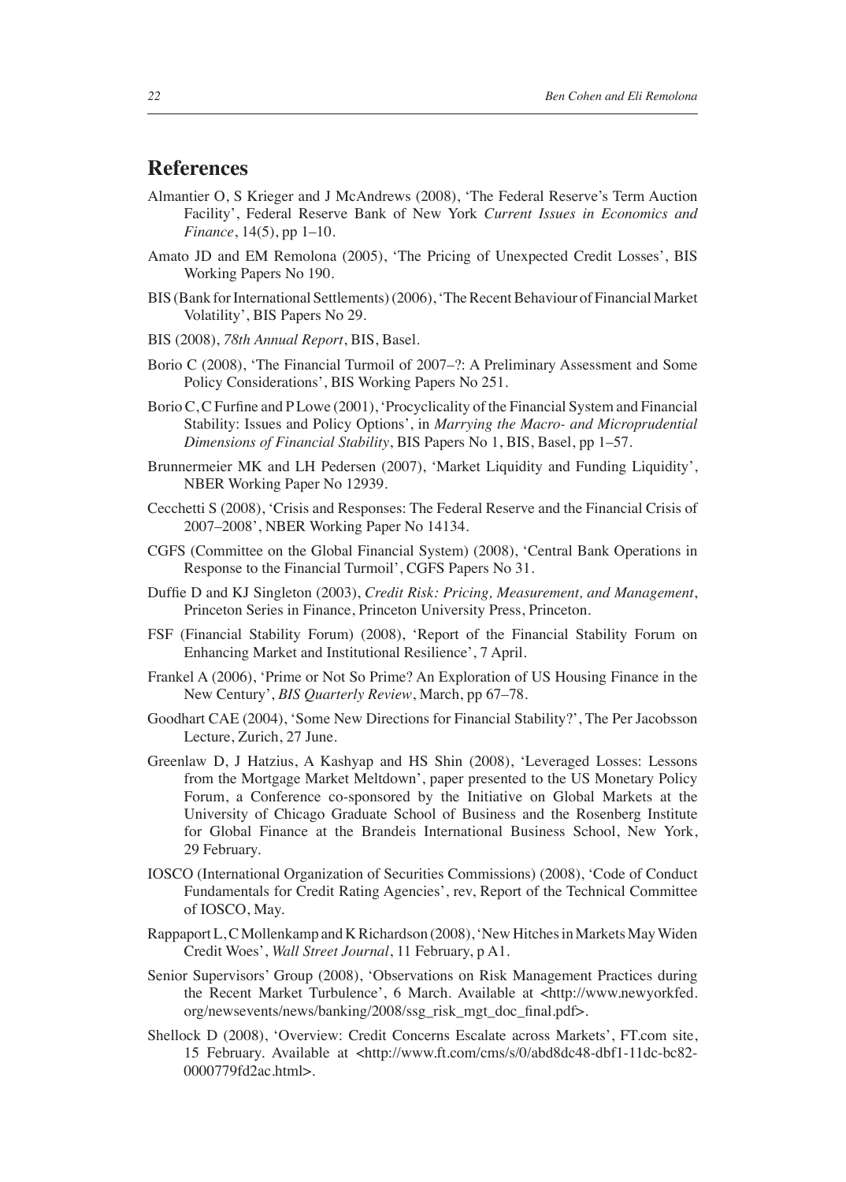## References

Almantier O, S Krieger and J McAndrews (2008), 'The Federal Reserve's Term Auction Facility', Federal Reserve Bank of New York *Current Issues in Economics and Finance*, 14(5), pp 1–10.

Amato JD and EM Remolona (2005), 'The Pricing of Unexpected Credit Losses', BIS Working Papers No 190.

BIS (Bank for International Settlements) (2006), 'The Recent Behaviour of Financial Market Volatility', BIS Papers No 29.

BIS (2008), *78th Annual Report*, BIS, Basel.

Borio C (2008), 'The Financial Turmoil of 2007–?: A Preliminary Assessment and Some Policy Considerations', BIS Working Papers No 251.

Borio C, C Furfine and P Lowe (2001), 'Procyclicality of the Financial System and Financial Stability: Issues and Policy Options', in *Marrying the Macro- and Microprudential Dimensions of Financial Stability*, BIS Papers No 1, BIS, Basel, pp 1–57.

Brunnermeier MK and LH Pedersen (2007), 'Market Liquidity and Funding Liquidity', NBER Working Paper No 12939.

Cecchetti S (2008), 'Crisis and Responses: The Federal Reserve and the Financial Crisis of 2007–2008', NBER Working Paper No 14134.

CGFS (Committee on the Global Financial System) (2008), 'Central Bank Operations in Response to the Financial Turmoil', CGFS Papers No 31.

Duffie D and KJ Singleton (2003), *Credit Risk: Pricing, Measurement, and Management*, Princeton Series in Finance, Princeton University Press, Princeton.

FSF (Financial Stability Forum) (2008), 'Report of the Financial Stability Forum on Enhancing Market and Institutional Resilience', 7 April.

Frankel A (2006), 'Prime or Not So Prime? An Exploration of US Housing Finance in the New Century', *BIS Quarterly Review*, March, pp 67–78.

Goodhart CAE (2004), 'Some New Directions for Financial Stability?', The Per Jacobsson Lecture, Zurich, 27 June.

Greenlaw D, J Hatzius, A Kashyap and HS Shin (2008), 'Leveraged Losses: Lessons from the Mortgage Market Meltdown', paper presented to the US Monetary Policy Forum, a Conference co-sponsored by the Initiative on Global Markets at the University of Chicago Graduate School of Business and the Rosenberg Institute for Global Finance at the Brandeis International Business School, New York, 29 February.

IOSCO (International Organization of Securities Commissions) (2008), 'Code of Conduct Fundamentals for Credit Rating Agencies', rev, Report of the Technical Committee of IOSCO, May.

Rappaport L, C Mollenkamp and K Richardson (2008), 'New Hitches in Markets May Widen Credit Woes', *Wall Street Journal*, 11 February, p A1.

Senior Supervisors' Group (2008), 'Observations on Risk Management Practices during the Recent Market Turbulence', 6 March. Available at <http://www.newyorkfed.org/newsevents/news/banking/2008/ssg_risk_mgt_doc_final.pdf>.

Shellock D (2008), 'Overview: Credit Concerns Escalate across Markets', FT.com site, 15 February. Available at <http://www.ft.com/cms/s/0/abd8dc48-dbf1-11dc-bc82-0000779fd2ac.html>.